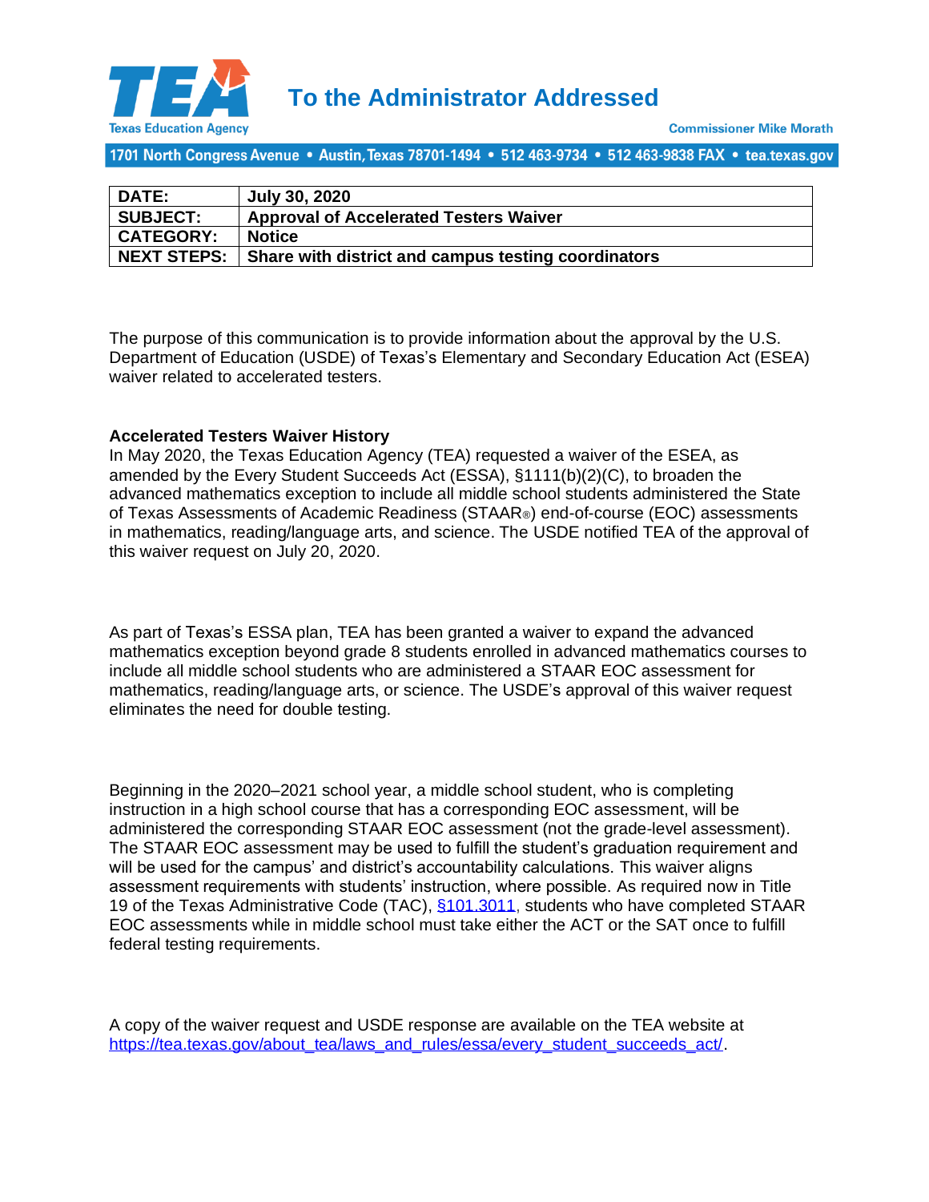# To the Administrator Addressed

Texas Education Agency

Commissioner Mike Morath

1701 North Congress Avenue • Austin, Texas 78701-1494 • 512 463-9734 • 512 463-9838 FAX • tea.texas.gov

| | |
|---|---|
| **DATE:** | **July 30, 2020** |
| **SUBJECT:** | **Approval of Accelerated Testers Waiver** |
| **CATEGORY:** | **Notice** |
| **NEXT STEPS:** | **Share with district and campus testing coordinators** |

The purpose of this communication is to provide information about the approval by the U.S. Department of Education (USDE) of Texas's Elementary and Secondary Education Act (ESEA) waiver related to accelerated testers.

**Accelerated Testers Waiver History**

In May 2020, the Texas Education Agency (TEA) requested a waiver of the ESEA, as amended by the Every Student Succeeds Act (ESSA), §1111(b)(2)(C), to broaden the advanced mathematics exception to include all middle school students administered the State of Texas Assessments of Academic Readiness (STAAR®) end-of-course (EOC) assessments in mathematics, reading/language arts, and science. The USDE notified TEA of the approval of this waiver request on July 20, 2020.

As part of Texas's ESSA plan, TEA has been granted a waiver to expand the advanced mathematics exception beyond grade 8 students enrolled in advanced mathematics courses to include all middle school students who are administered a STAAR EOC assessment for mathematics, reading/language arts, or science. The USDE's approval of this waiver request eliminates the need for double testing.

Beginning in the 2020–2021 school year, a middle school student, who is completing instruction in a high school course that has a corresponding EOC assessment, will be administered the corresponding STAAR EOC assessment (not the grade-level assessment). The STAAR EOC assessment may be used to fulfill the student's graduation requirement and will be used for the campus' and district's accountability calculations. This waiver aligns assessment requirements with students' instruction, where possible. As required now in Title 19 of the Texas Administrative Code (TAC), §101.3011, students who have completed STAAR EOC assessments while in middle school must take either the ACT or the SAT once to fulfill federal testing requirements.

A copy of the waiver request and USDE response are available on the TEA website at https://tea.texas.gov/about_tea/laws_and_rules/essa/every_student_succeeds_act/.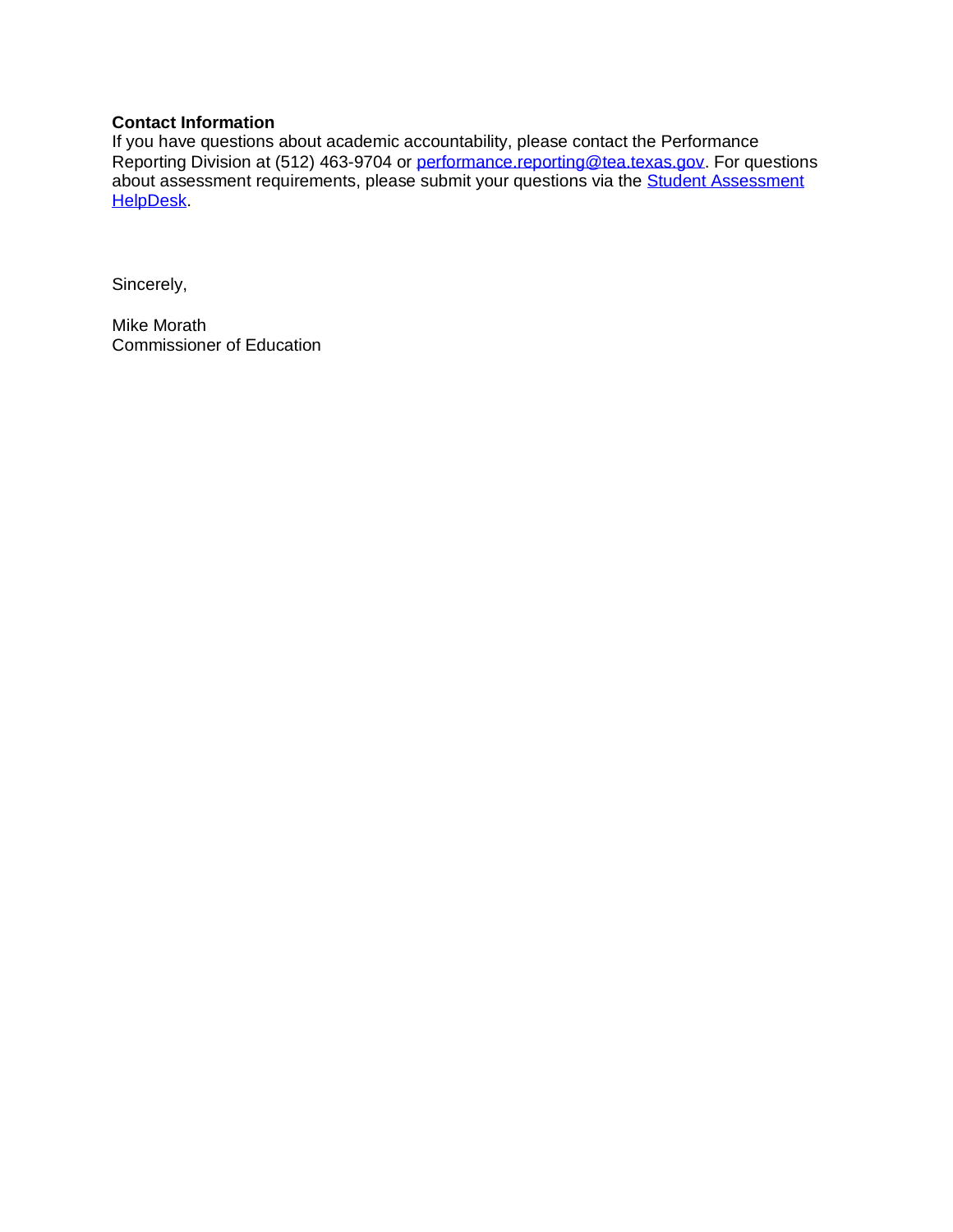**Contact Information**
If you have questions about academic accountability, please contact the Performance Reporting Division at (512) 463-9704 or [performance.reporting@tea.texas.gov](mailto:performance.reporting@tea.texas.gov). For questions about assessment requirements, please submit your questions via the [Student Assessment HelpDesk](#).

Sincerely,

Mike Morath
Commissioner of Education